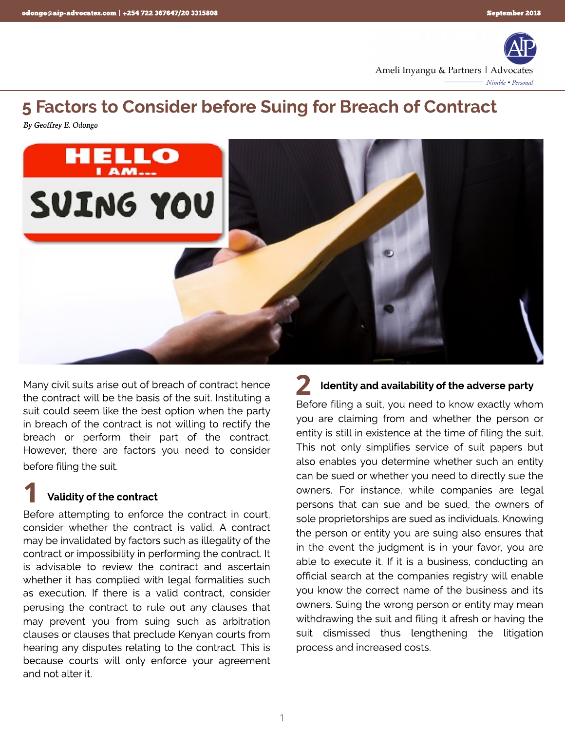# 5 Factors to Consider before Suing for Breach of Contract

*By Geoffrey E. Odongo*

Many civil suits arise out of breach of contract hence the contract will be the basis of the suit. Instituting a suit could seem like the best option when the party in breach of the contract is not willing to rectify the breach or perform their part of the contract. However, there are factors you need to consider before filing the suit.

## 1 Validity of the contract

Before attempting to enforce the contract in court, consider whether the contract is valid. A contract may be invalidated by factors such as illegality of the contract or impossibility in performing the contract. It is advisable to review the contract and ascertain whether it has complied with legal formalities such as execution. If there is a valid contract, consider perusing the contract to rule out any clauses that may prevent you from suing such as arbitration clauses or clauses that preclude Kenyan courts from hearing any disputes relating to the contract. This is because courts will only enforce your agreement and not alter it.

## 2 Identity and availability of the adverse party

Before filing a suit, you need to know exactly whom you are claiming from and whether the person or entity is still in existence at the time of filing the suit. This not only simplifies service of suit papers but also enables you determine whether such an entity can be sued or whether you need to directly sue the owners. For instance, while companies are legal persons that can sue and be sued, the owners of sole proprietorships are sued as individuals. Knowing the person or entity you are suing also ensures that in the event the judgment is in your favor, you are able to execute it. If it is a business, conducting an official search at the companies registry will enable you know the correct name of the business and its owners. Suing the wrong person or entity may mean withdrawing the suit and filing it afresh or having the suit dismissed thus lengthening the litigation process and increased costs.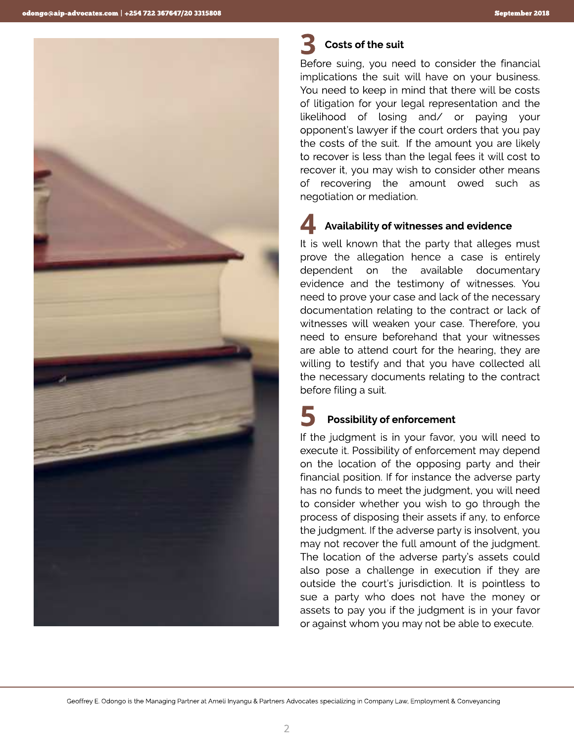## 3 Costs of the suit

Before suing, you need to consider the financial implications the suit will have on your business. You need to keep in mind that there will be costs of litigation for your legal representation and the likelihood of losing and/ or paying your opponent's lawyer if the court orders that you pay the costs of the suit. If the amount you are likely to recover is less than the legal fees it will cost to recover it, you may wish to consider other means of recovering the amount owed such as negotiation or mediation.

## 4 Availability of witnesses and evidence

It is well known that the party that alleges must prove the allegation hence a case is entirely dependent on the available documentary evidence and the testimony of witnesses. You need to prove your case and lack of the necessary documentation relating to the contract or lack of witnesses will weaken your case. Therefore, you need to ensure beforehand that your witnesses are able to attend court for the hearing, they are willing to testify and that you have collected all the necessary documents relating to the contract before filing a suit.

## 5 Possibility of enforcement

If the judgment is in your favor, you will need to execute it. Possibility of enforcement may depend on the location of the opposing party and their financial position. If for instance the adverse party has no funds to meet the judgment, you will need to consider whether you wish to go through the process of disposing their assets if any, to enforce the judgment. If the adverse party is insolvent, you may not recover the full amount of the judgment. The location of the adverse party's assets could also pose a challenge in execution if they are outside the court's jurisdiction. It is pointless to sue a party who does not have the money or assets to pay you if the judgment is in your favor or against whom you may not be able to execute.

Geoffrey E. Odongo is the Managing Partner at Ameli Inyangu & Partners Advocates specializing in Company Law, Employment & Conveyancing